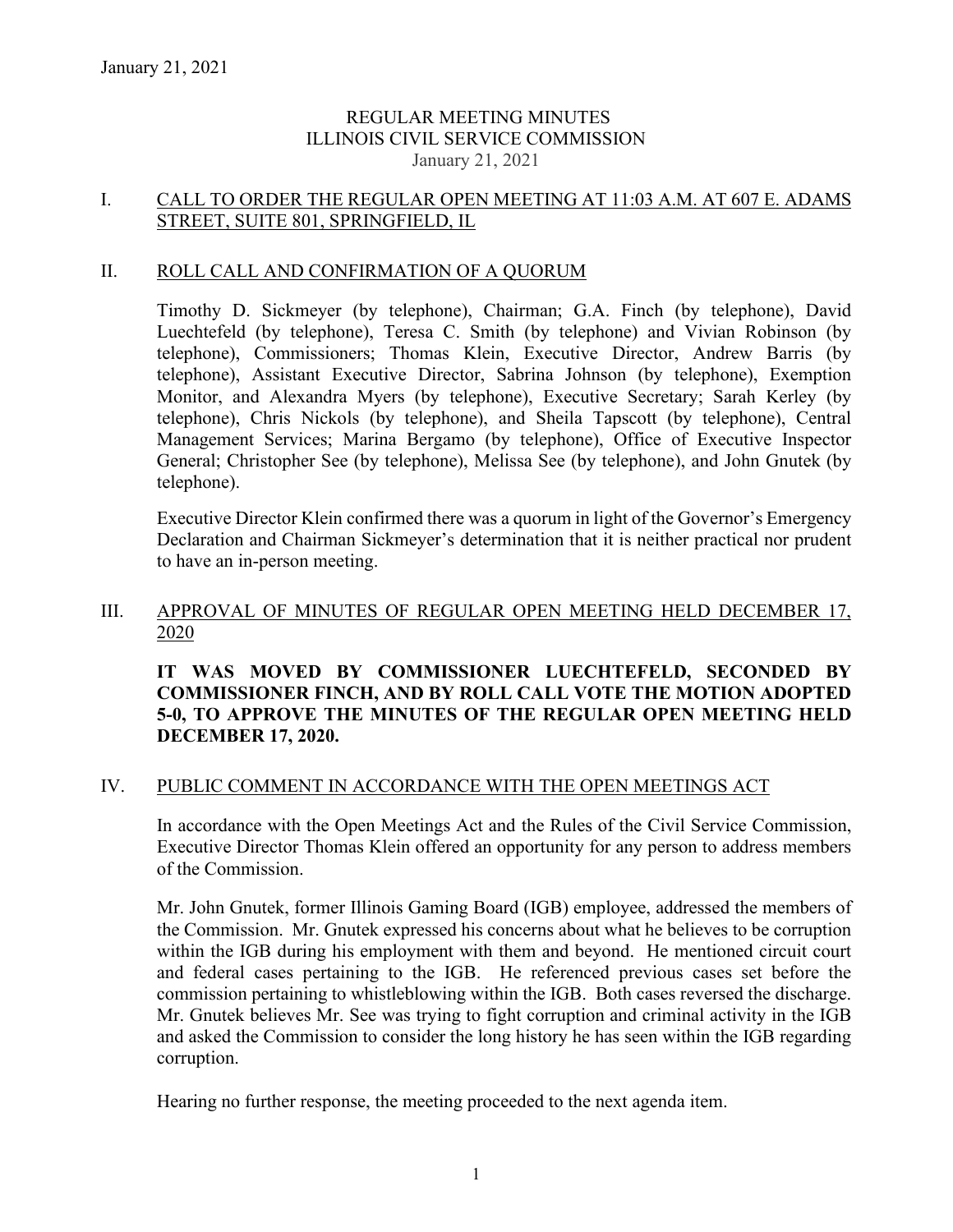# REGULAR MEETING MINUTES
# ILLINOIS CIVIL SERVICE COMMISSION
January 21, 2021

## I. CALL TO ORDER THE REGULAR OPEN MEETING AT 11:03 A.M. AT 607 E. ADAMS STREET, SUITE 801, SPRINGFIELD, IL

## II. ROLL CALL AND CONFIRMATION OF A QUORUM

Timothy D. Sickmeyer (by telephone), Chairman; G.A. Finch (by telephone), David Luechtefeld (by telephone), Teresa C. Smith (by telephone) and Vivian Robinson (by telephone), Commissioners; Thomas Klein, Executive Director, Andrew Barris (by telephone), Assistant Executive Director, Sabrina Johnson (by telephone), Exemption Monitor, and Alexandra Myers (by telephone), Executive Secretary; Sarah Kerley (by telephone), Chris Nickols (by telephone), and Sheila Tapscott (by telephone), Central Management Services; Marina Bergamo (by telephone), Office of Executive Inspector General; Christopher See (by telephone), Melissa See (by telephone), and John Gnutek (by telephone).

Executive Director Klein confirmed there was a quorum in light of the Governor's Emergency Declaration and Chairman Sickmeyer's determination that it is neither practical nor prudent to have an in-person meeting.

## III. APPROVAL OF MINUTES OF REGULAR OPEN MEETING HELD DECEMBER 17, 2020

**IT WAS MOVED BY COMMISSIONER LUECHTEFELD, SECONDED BY COMMISSIONER FINCH, AND BY ROLL CALL VOTE THE MOTION ADOPTED 5-0, TO APPROVE THE MINUTES OF THE REGULAR OPEN MEETING HELD DECEMBER 17, 2020.**

## IV. PUBLIC COMMENT IN ACCORDANCE WITH THE OPEN MEETINGS ACT

In accordance with the Open Meetings Act and the Rules of the Civil Service Commission, Executive Director Thomas Klein offered an opportunity for any person to address members of the Commission.

Mr. John Gnutek, former Illinois Gaming Board (IGB) employee, addressed the members of the Commission. Mr. Gnutek expressed his concerns about what he believes to be corruption within the IGB during his employment with them and beyond. He mentioned circuit court and federal cases pertaining to the IGB. He referenced previous cases set before the commission pertaining to whistleblowing within the IGB. Both cases reversed the discharge. Mr. Gnutek believes Mr. See was trying to fight corruption and criminal activity in the IGB and asked the Commission to consider the long history he has seen within the IGB regarding corruption.

Hearing no further response, the meeting proceeded to the next agenda item.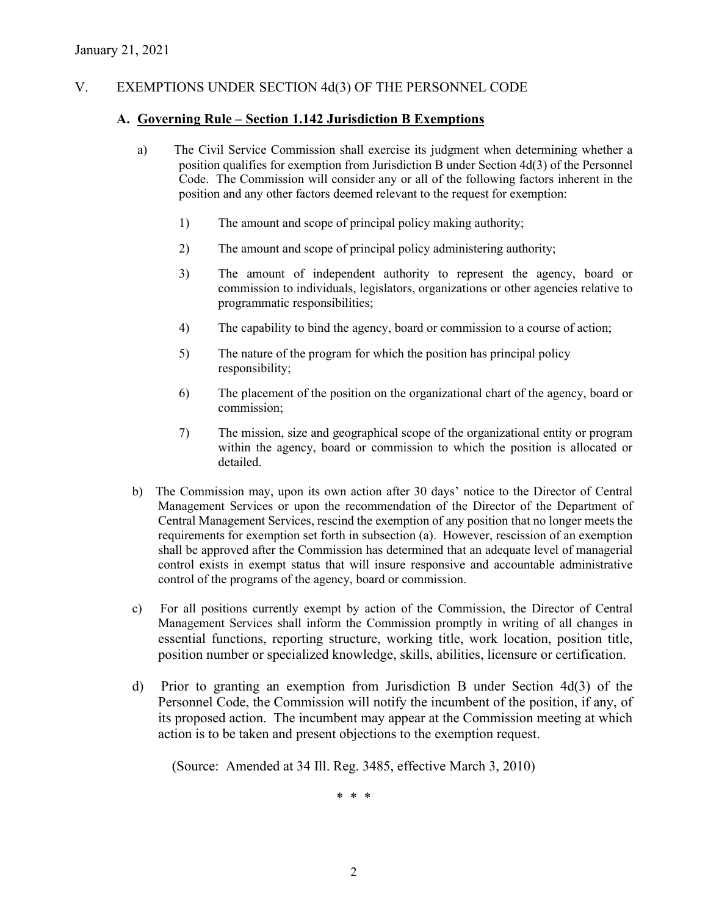January 21, 2021

## V. EXEMPTIONS UNDER SECTION 4d(3) OF THE PERSONNEL CODE

### A. Governing Rule – Section 1.142 Jurisdiction B Exemptions

a) The Civil Service Commission shall exercise its judgment when determining whether a position qualifies for exemption from Jurisdiction B under Section 4d(3) of the Personnel Code. The Commission will consider any or all of the following factors inherent in the position and any other factors deemed relevant to the request for exemption:

1) The amount and scope of principal policy making authority;

2) The amount and scope of principal policy administering authority;

3) The amount of independent authority to represent the agency, board or commission to individuals, legislators, organizations or other agencies relative to programmatic responsibilities;

4) The capability to bind the agency, board or commission to a course of action;

5) The nature of the program for which the position has principal policy responsibility;

6) The placement of the position on the organizational chart of the agency, board or commission;

7) The mission, size and geographical scope of the organizational entity or program within the agency, board or commission to which the position is allocated or detailed.

b) The Commission may, upon its own action after 30 days' notice to the Director of Central Management Services or upon the recommendation of the Director of the Department of Central Management Services, rescind the exemption of any position that no longer meets the requirements for exemption set forth in subsection (a). However, rescission of an exemption shall be approved after the Commission has determined that an adequate level of managerial control exists in exempt status that will insure responsive and accountable administrative control of the programs of the agency, board or commission.

c) For all positions currently exempt by action of the Commission, the Director of Central Management Services shall inform the Commission promptly in writing of all changes in essential functions, reporting structure, working title, work location, position title, position number or specialized knowledge, skills, abilities, licensure or certification.

d) Prior to granting an exemption from Jurisdiction B under Section 4d(3) of the Personnel Code, the Commission will notify the incumbent of the position, if any, of its proposed action. The incumbent may appear at the Commission meeting at which action is to be taken and present objections to the exemption request.

(Source: Amended at 34 Ill. Reg. 3485, effective March 3, 2010)

\* \* \*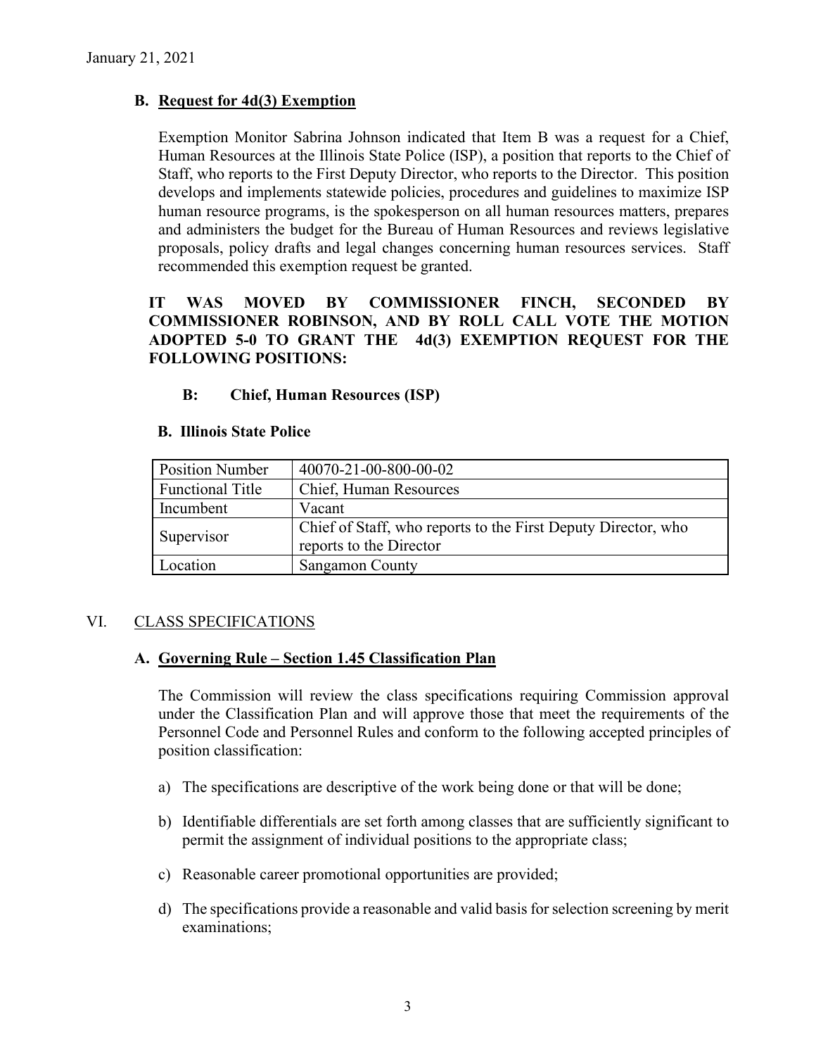January 21, 2021

### B. Request for 4d(3) Exemption

Exemption Monitor Sabrina Johnson indicated that Item B was a request for a Chief, Human Resources at the Illinois State Police (ISP), a position that reports to the Chief of Staff, who reports to the First Deputy Director, who reports to the Director. This position develops and implements statewide policies, procedures and guidelines to maximize ISP human resource programs, is the spokesperson on all human resources matters, prepares and administers the budget for the Bureau of Human Resources and reviews legislative proposals, policy drafts and legal changes concerning human resources services. Staff recommended this exemption request be granted.

**IT WAS MOVED BY COMMISSIONER FINCH, SECONDED BY COMMISSIONER ROBINSON, AND BY ROLL CALL VOTE THE MOTION ADOPTED 5-0 TO GRANT THE 4d(3) EXEMPTION REQUEST FOR THE FOLLOWING POSITIONS:**

**B: Chief, Human Resources (ISP)**

**B. Illinois State Police**

| Position Number | 40070-21-00-800-00-02 |
|---|---|
| Functional Title | Chief, Human Resources |
| Incumbent | Vacant |
| Supervisor | Chief of Staff, who reports to the First Deputy Director, who reports to the Director |
| Location | Sangamon County |

## VI. CLASS SPECIFICATIONS

### A. Governing Rule – Section 1.45 Classification Plan

The Commission will review the class specifications requiring Commission approval under the Classification Plan and will approve those that meet the requirements of the Personnel Code and Personnel Rules and conform to the following accepted principles of position classification:

a) The specifications are descriptive of the work being done or that will be done;

b) Identifiable differentials are set forth among classes that are sufficiently significant to permit the assignment of individual positions to the appropriate class;

c) Reasonable career promotional opportunities are provided;

d) The specifications provide a reasonable and valid basis for selection screening by merit examinations;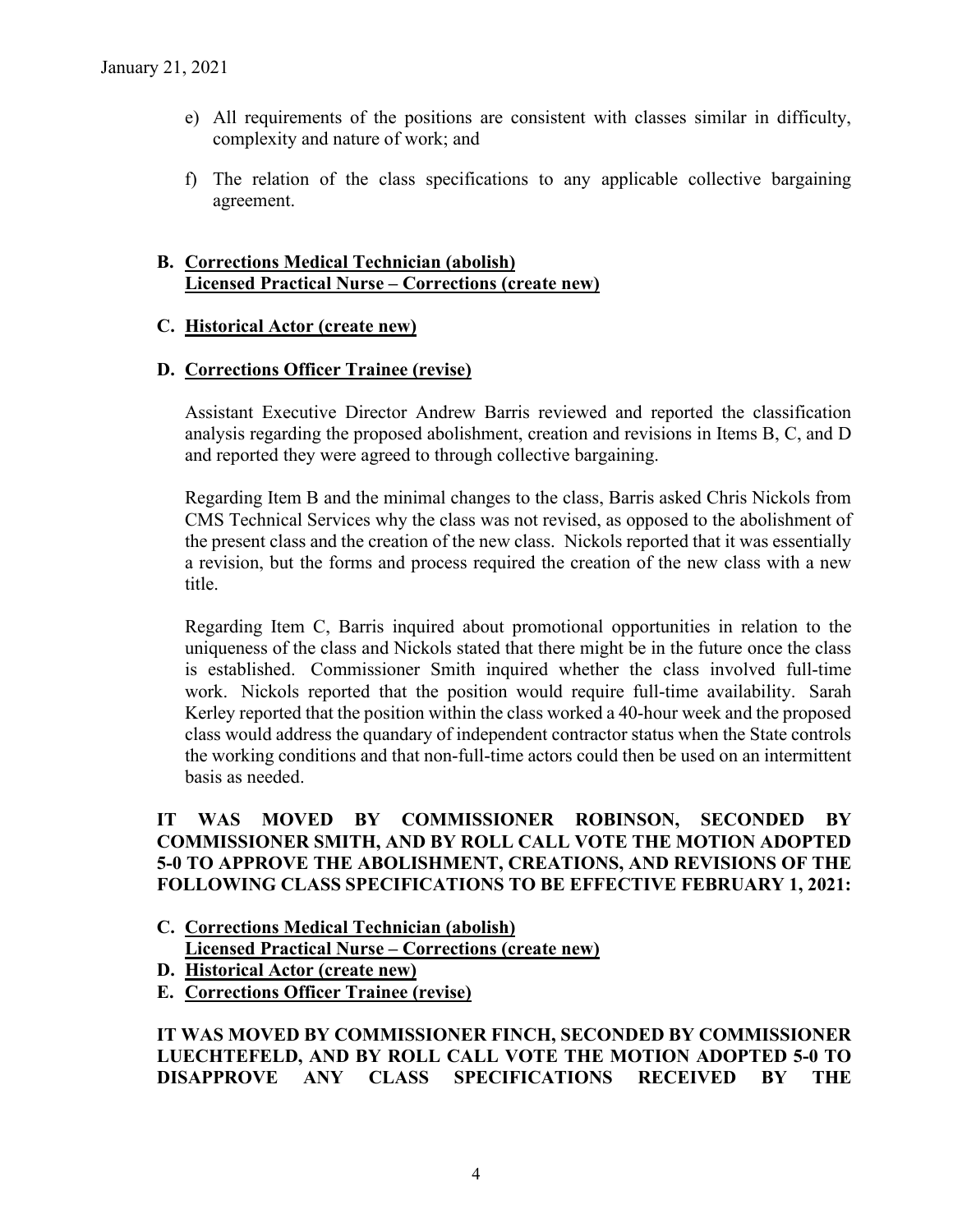January 21, 2021

e) All requirements of the positions are consistent with classes similar in difficulty, complexity and nature of work; and

f) The relation of the class specifications to any applicable collective bargaining agreement.

**B. <u>Corrections Medical Technician (abolish)</u>**
**<u>Licensed Practical Nurse – Corrections (create new)</u>**

**C. <u>Historical Actor (create new)</u>**

**D. <u>Corrections Officer Trainee (revise)</u>**

Assistant Executive Director Andrew Barris reviewed and reported the classification analysis regarding the proposed abolishment, creation and revisions in Items B, C, and D and reported they were agreed to through collective bargaining.

Regarding Item B and the minimal changes to the class, Barris asked Chris Nickols from CMS Technical Services why the class was not revised, as opposed to the abolishment of the present class and the creation of the new class. Nickols reported that it was essentially a revision, but the forms and process required the creation of the new class with a new title.

Regarding Item C, Barris inquired about promotional opportunities in relation to the uniqueness of the class and Nickols stated that there might be in the future once the class is established. Commissioner Smith inquired whether the class involved full-time work. Nickols reported that the position would require full-time availability. Sarah Kerley reported that the position within the class worked a 40-hour week and the proposed class would address the quandary of independent contractor status when the State controls the working conditions and that non-full-time actors could then be used on an intermittent basis as needed.

**IT WAS MOVED BY COMMISSIONER ROBINSON, SECONDED BY COMMISSIONER SMITH, AND BY ROLL CALL VOTE THE MOTION ADOPTED 5-0 TO APPROVE THE ABOLISHMENT, CREATIONS, AND REVISIONS OF THE FOLLOWING CLASS SPECIFICATIONS TO BE EFFECTIVE FEBRUARY 1, 2021:**

**C. <u>Corrections Medical Technician (abolish)</u>**
**<u>Licensed Practical Nurse – Corrections (create new)</u>**
**D. <u>Historical Actor (create new)</u>**
**E. <u>Corrections Officer Trainee (revise)</u>**

**IT WAS MOVED BY COMMISSIONER FINCH, SECONDED BY COMMISSIONER LUECHTEFELD, AND BY ROLL CALL VOTE THE MOTION ADOPTED 5-0 TO DISAPPROVE ANY CLASS SPECIFICATIONS RECEIVED BY THE**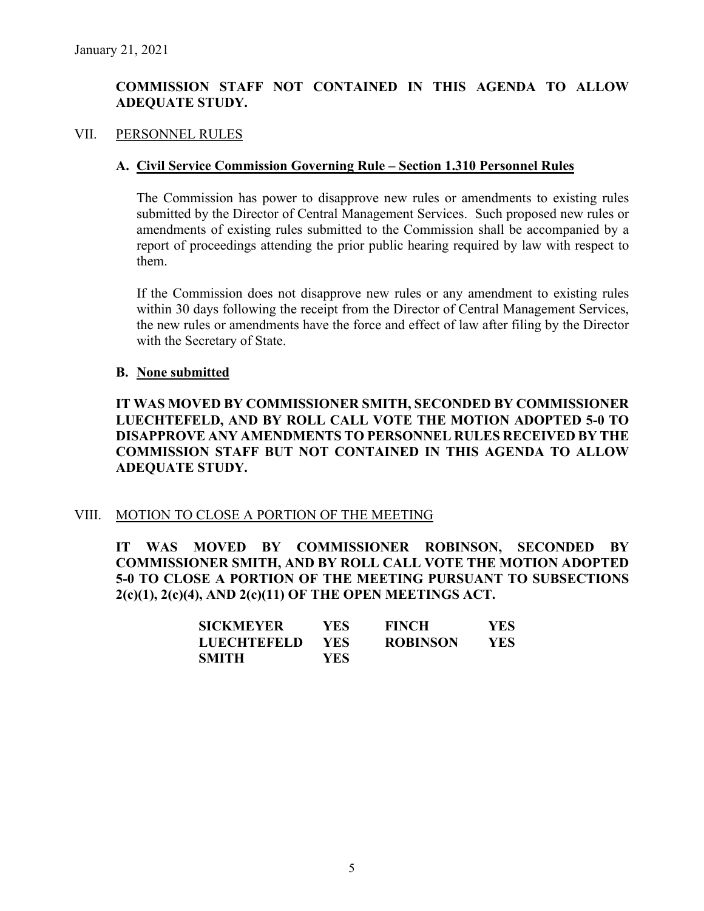**COMMISSION STAFF NOT CONTAINED IN THIS AGENDA TO ALLOW ADEQUATE STUDY.**

## VII. PERSONNEL RULES

### A. Civil Service Commission Governing Rule – Section 1.310 Personnel Rules

The Commission has power to disapprove new rules or amendments to existing rules submitted by the Director of Central Management Services. Such proposed new rules or amendments of existing rules submitted to the Commission shall be accompanied by a report of proceedings attending the prior public hearing required by law with respect to them.

If the Commission does not disapprove new rules or any amendment to existing rules within 30 days following the receipt from the Director of Central Management Services, the new rules or amendments have the force and effect of law after filing by the Director with the Secretary of State.

### B. None submitted

**IT WAS MOVED BY COMMISSIONER SMITH, SECONDED BY COMMISSIONER LUECHTEFELD, AND BY ROLL CALL VOTE THE MOTION ADOPTED 5-0 TO DISAPPROVE ANY AMENDMENTS TO PERSONNEL RULES RECEIVED BY THE COMMISSION STAFF BUT NOT CONTAINED IN THIS AGENDA TO ALLOW ADEQUATE STUDY.**

## VIII. MOTION TO CLOSE A PORTION OF THE MEETING

**IT WAS MOVED BY COMMISSIONER ROBINSON, SECONDED BY COMMISSIONER SMITH, AND BY ROLL CALL VOTE THE MOTION ADOPTED 5-0 TO CLOSE A PORTION OF THE MEETING PURSUANT TO SUBSECTIONS 2(c)(1), 2(c)(4), AND 2(c)(11) OF THE OPEN MEETINGS ACT.**

| | | | |
|---|---|---|---|
| **SICKMEYER** | **YES** | **FINCH** | **YES** |
| **LUECHTEFELD** | **YES** | **ROBINSON** | **YES** |
| **SMITH** | **YES** | | |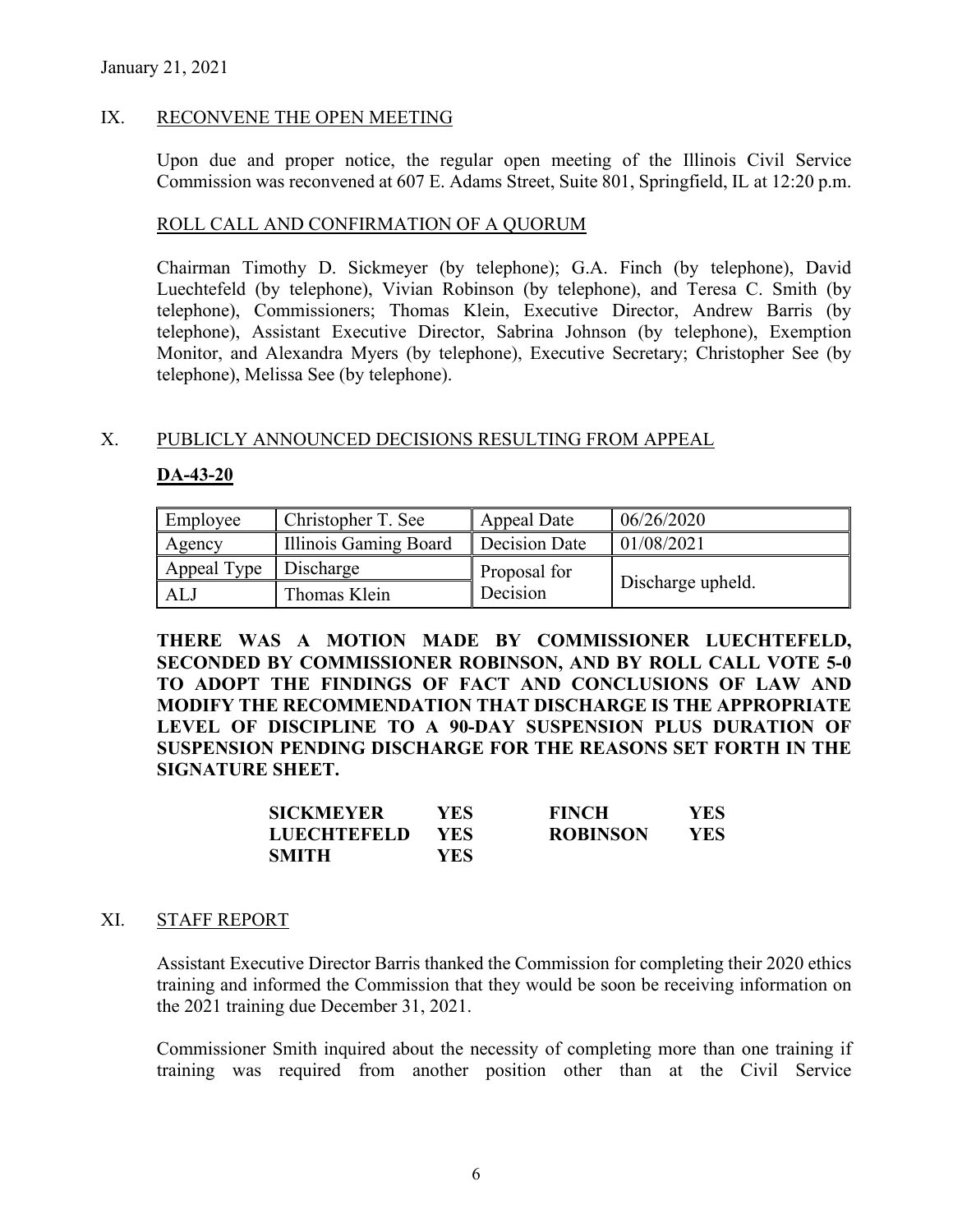January 21, 2021

## IX. RECONVENE THE OPEN MEETING

Upon due and proper notice, the regular open meeting of the Illinois Civil Service Commission was reconvened at 607 E. Adams Street, Suite 801, Springfield, IL at 12:20 p.m.

### ROLL CALL AND CONFIRMATION OF A QUORUM

Chairman Timothy D. Sickmeyer (by telephone); G.A. Finch (by telephone), David Luechtefeld (by telephone), Vivian Robinson (by telephone), and Teresa C. Smith (by telephone), Commissioners; Thomas Klein, Executive Director, Andrew Barris (by telephone), Assistant Executive Director, Sabrina Johnson (by telephone), Exemption Monitor, and Alexandra Myers (by telephone), Executive Secretary; Christopher See (by telephone), Melissa See (by telephone).

## X. PUBLICLY ANNOUNCED DECISIONS RESULTING FROM APPEAL

**DA-43-20**

| Employee | Christopher T. See | Appeal Date | 06/26/2020 |
|---|---|---|---|
| Agency | Illinois Gaming Board | Decision Date | 01/08/2021 |
| Appeal Type | Discharge | Proposal for Decision | Discharge upheld. |
| ALJ | Thomas Klein | | |

**THERE WAS A MOTION MADE BY COMMISSIONER LUECHTEFELD, SECONDED BY COMMISSIONER ROBINSON, AND BY ROLL CALL VOTE 5-0 TO ADOPT THE FINDINGS OF FACT AND CONCLUSIONS OF LAW AND MODIFY THE RECOMMENDATION THAT DISCHARGE IS THE APPROPRIATE LEVEL OF DISCIPLINE TO A 90-DAY SUSPENSION PLUS DURATION OF SUSPENSION PENDING DISCHARGE FOR THE REASONS SET FORTH IN THE SIGNATURE SHEET.**

| | | | |
|---|---|---|---|
| **SICKMEYER** | **YES** | **FINCH** | **YES** |
| **LUECHTEFELD** | **YES** | **ROBINSON** | **YES** |
| **SMITH** | **YES** | | |

## XI. STAFF REPORT

Assistant Executive Director Barris thanked the Commission for completing their 2020 ethics training and informed the Commission that they would be soon be receiving information on the 2021 training due December 31, 2021.

Commissioner Smith inquired about the necessity of completing more than one training if training was required from another position other than at the Civil Service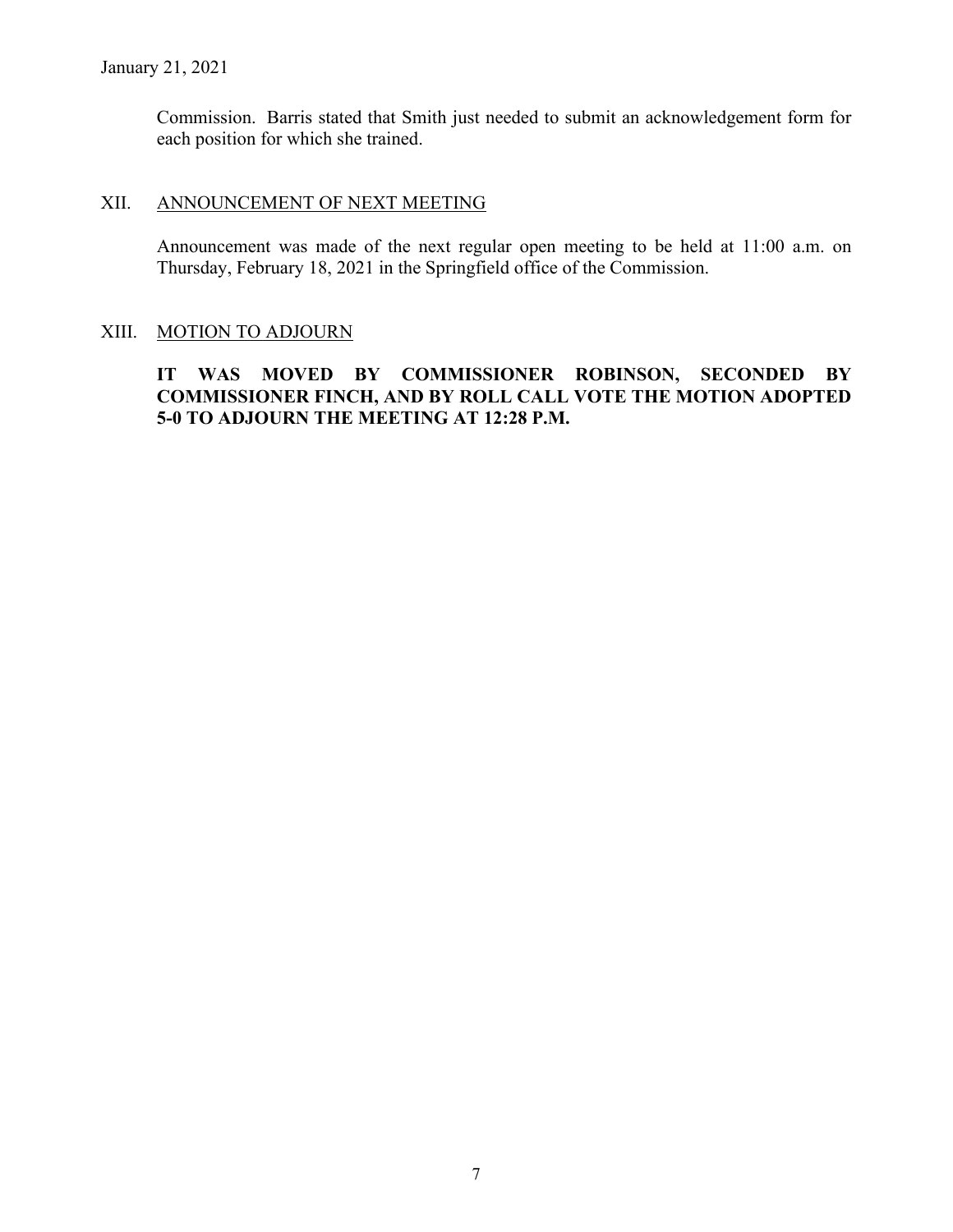Commission. Barris stated that Smith just needed to submit an acknowledgement form for each position for which she trained.

## XII. ANNOUNCEMENT OF NEXT MEETING

Announcement was made of the next regular open meeting to be held at 11:00 a.m. on Thursday, February 18, 2021 in the Springfield office of the Commission.

## XIII. MOTION TO ADJOURN

**IT WAS MOVED BY COMMISSIONER ROBINSON, SECONDED BY COMMISSIONER FINCH, AND BY ROLL CALL VOTE THE MOTION ADOPTED 5-0 TO ADJOURN THE MEETING AT 12:28 P.M.**